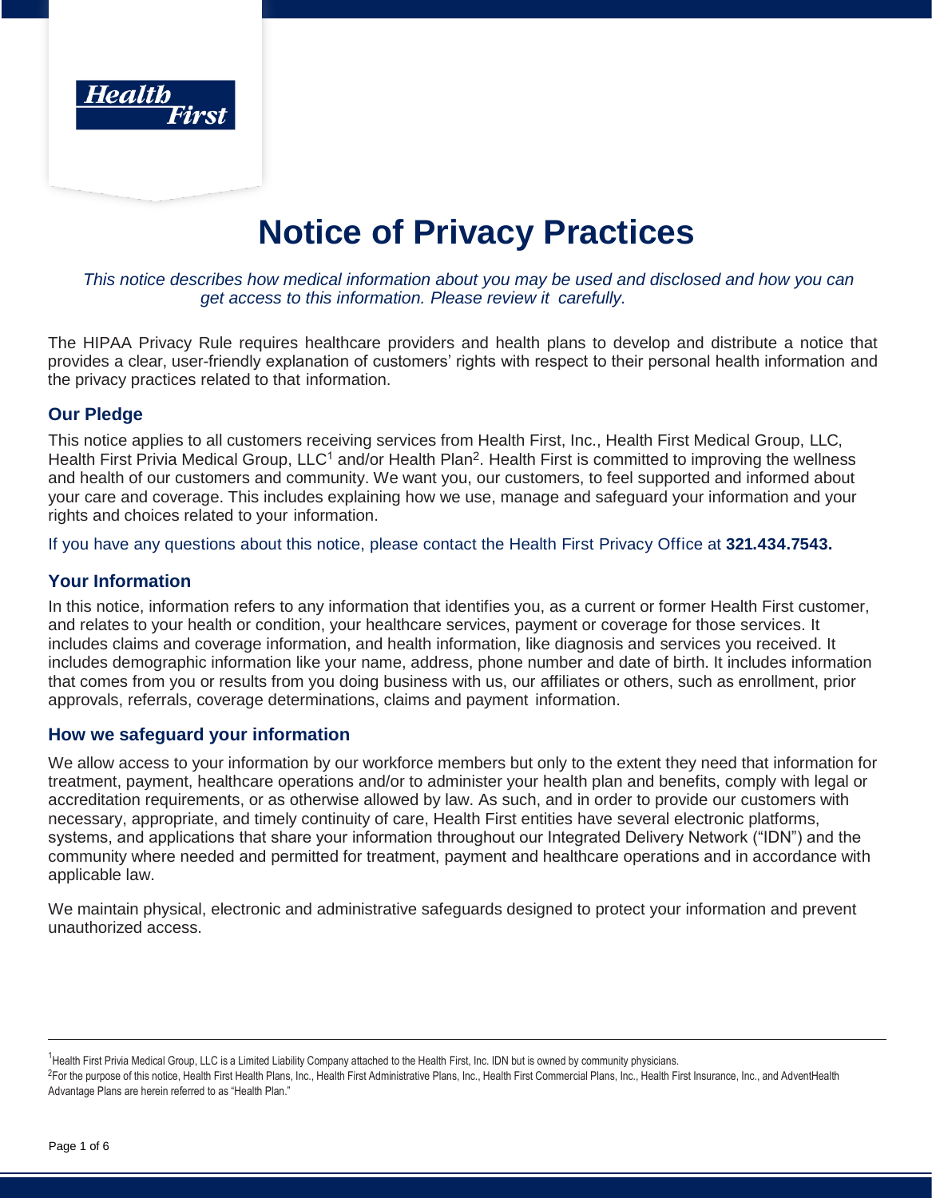# Notice of Privacy Practices

*This notice describes how medical information about you may be used and disclosed and how you can get access to this information. Please review it carefully.*

The HIPAA Privacy Rule requires healthcare providers and health plans to develop and distribute a notice that provides a clear, user-friendly explanation of customers' rights with respect to their personal health information and the privacy practices related to that information.

## Our Pledge

This notice applies to all customers receiving services from Health First, Inc., Health First Medical Group, LLC, Health First Privia Medical Group, LLC[1] and/or Health Plan[2]. Health First is committed to improving the wellness and health of our customers and community. We want you, our customers, to feel supported and informed about your care and coverage. This includes explaining how we use, manage and safeguard your information and your rights and choices related to your information.

If you have any questions about this notice, please contact the Health First Privacy Office at **321.434.7543.**

## Your Information

In this notice, information refers to any information that identifies you, as a current or former Health First customer, and relates to your health or condition, your healthcare services, payment or coverage for those services. It includes claims and coverage information, and health information, like diagnosis and services you received. It includes demographic information like your name, address, phone number and date of birth. It includes information that comes from you or results from you doing business with us, our affiliates or others, such as enrollment, prior approvals, referrals, coverage determinations, claims and payment information.

## How we safeguard your information

We allow access to your information by our workforce members but only to the extent they need that information for treatment, payment, healthcare operations and/or to administer your health plan and benefits, comply with legal or accreditation requirements, or as otherwise allowed by law. As such, and in order to provide our customers with necessary, appropriate, and timely continuity of care, Health First entities have several electronic platforms, systems, and applications that share your information throughout our Integrated Delivery Network ("IDN") and the community where needed and permitted for treatment, payment and healthcare operations and in accordance with applicable law.

We maintain physical, electronic and administrative safeguards designed to protect your information and prevent unauthorized access.

---

[1] Health First Privia Medical Group, LLC is a Limited Liability Company attached to the Health First, Inc. IDN but is owned by community physicians.

[2] For the purpose of this notice, Health First Health Plans, Inc., Health First Administrative Plans, Inc., Health First Commercial Plans, Inc., Health First Insurance, Inc., and AdventHealth Advantage Plans are herein referred to as "Health Plan."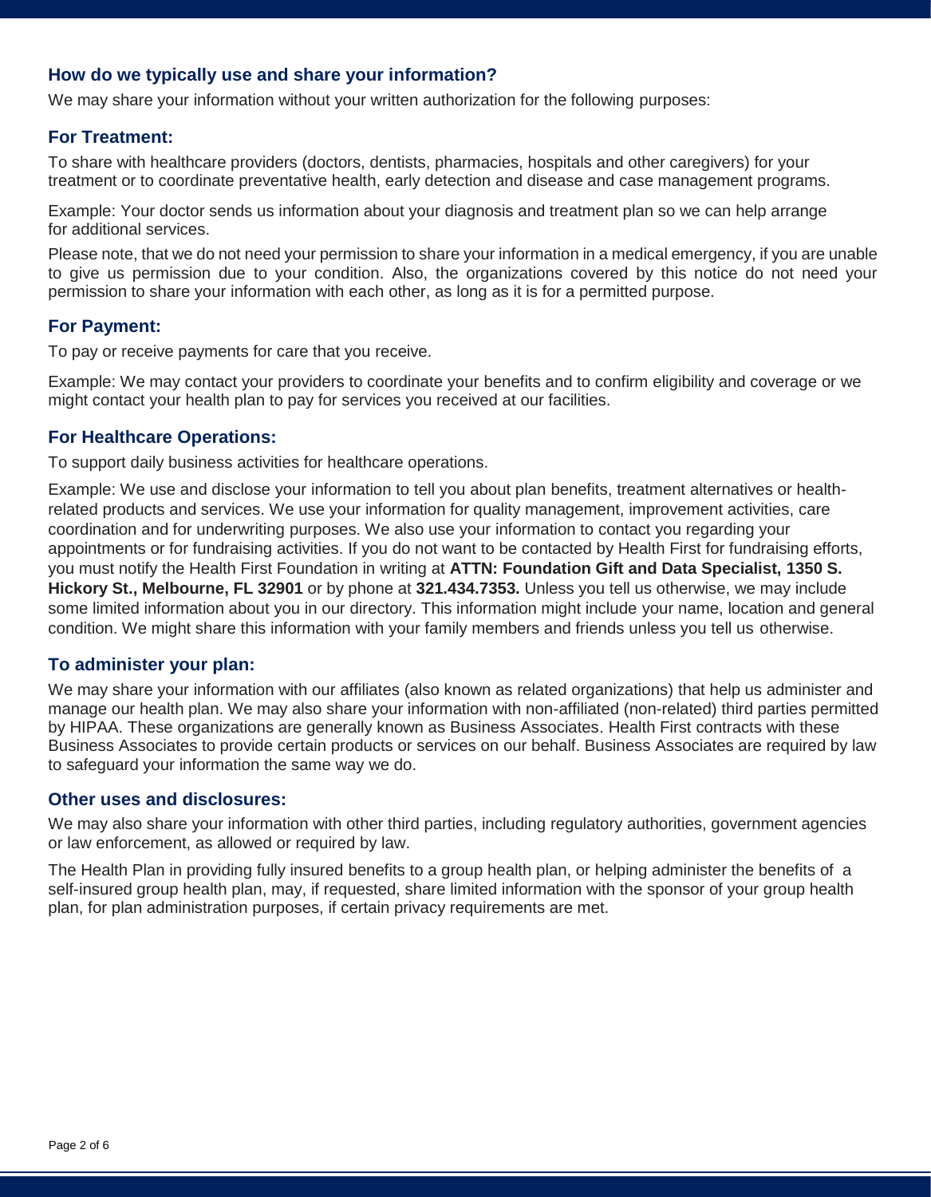## How do we typically use and share your information?

We may share your information without your written authorization for the following purposes:

### For Treatment:

To share with healthcare providers (doctors, dentists, pharmacies, hospitals and other caregivers) for your treatment or to coordinate preventative health, early detection and disease and case management programs.

Example: Your doctor sends us information about your diagnosis and treatment plan so we can help arrange for additional services.

Please note, that we do not need your permission to share your information in a medical emergency, if you are unable to give us permission due to your condition. Also, the organizations covered by this notice do not need your permission to share your information with each other, as long as it is for a permitted purpose.

### For Payment:

To pay or receive payments for care that you receive.

Example: We may contact your providers to coordinate your benefits and to confirm eligibility and coverage or we might contact your health plan to pay for services you received at our facilities.

### For Healthcare Operations:

To support daily business activities for healthcare operations.

Example: We use and disclose your information to tell you about plan benefits, treatment alternatives or health-related products and services. We use your information for quality management, improvement activities, care coordination and for underwriting purposes. We also use your information to contact you regarding your appointments or for fundraising activities. If you do not want to be contacted by Health First for fundraising efforts, you must notify the Health First Foundation in writing at **ATTN: Foundation Gift and Data Specialist, 1350 S. Hickory St., Melbourne, FL 32901** or by phone at **321.434.7353.** Unless you tell us otherwise, we may include some limited information about you in our directory. This information might include your name, location and general condition. We might share this information with your family members and friends unless you tell us otherwise.

### To administer your plan:

We may share your information with our affiliates (also known as related organizations) that help us administer and manage our health plan. We may also share your information with non-affiliated (non-related) third parties permitted by HIPAA. These organizations are generally known as Business Associates. Health First contracts with these Business Associates to provide certain products or services on our behalf. Business Associates are required by law to safeguard your information the same way we do.

### Other uses and disclosures:

We may also share your information with other third parties, including regulatory authorities, government agencies or law enforcement, as allowed or required by law.

The Health Plan in providing fully insured benefits to a group health plan, or helping administer the benefits of a self-insured group health plan, may, if requested, share limited information with the sponsor of your group health plan, for plan administration purposes, if certain privacy requirements are met.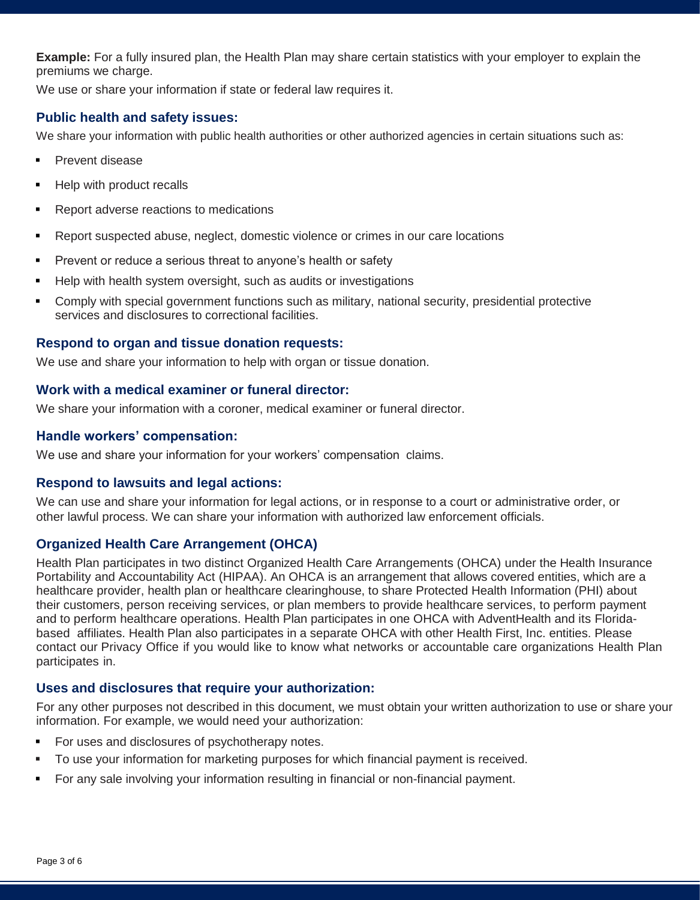**Example:** For a fully insured plan, the Health Plan may share certain statistics with your employer to explain the premiums we charge.

We use or share your information if state or federal law requires it.

### Public health and safety issues:

We share your information with public health authorities or other authorized agencies in certain situations such as:

- Prevent disease
- Help with product recalls
- Report adverse reactions to medications
- Report suspected abuse, neglect, domestic violence or crimes in our care locations
- Prevent or reduce a serious threat to anyone's health or safety
- Help with health system oversight, such as audits or investigations
- Comply with special government functions such as military, national security, presidential protective services and disclosures to correctional facilities.

### Respond to organ and tissue donation requests:

We use and share your information to help with organ or tissue donation.

### Work with a medical examiner or funeral director:

We share your information with a coroner, medical examiner or funeral director.

### Handle workers' compensation:

We use and share your information for your workers' compensation claims.

### Respond to lawsuits and legal actions:

We can use and share your information for legal actions, or in response to a court or administrative order, or other lawful process. We can share your information with authorized law enforcement officials.

### Organized Health Care Arrangement (OHCA)

Health Plan participates in two distinct Organized Health Care Arrangements (OHCA) under the Health Insurance Portability and Accountability Act (HIPAA). An OHCA is an arrangement that allows covered entities, which are a healthcare provider, health plan or healthcare clearinghouse, to share Protected Health Information (PHI) about their customers, person receiving services, or plan members to provide healthcare services, to perform payment and to perform healthcare operations. Health Plan participates in one OHCA with AdventHealth and its Florida-based affiliates. Health Plan also participates in a separate OHCA with other Health First, Inc. entities. Please contact our Privacy Office if you would like to know what networks or accountable care organizations Health Plan participates in.

### Uses and disclosures that require your authorization:

For any other purposes not described in this document, we must obtain your written authorization to use or share your information. For example, we would need your authorization:

- For uses and disclosures of psychotherapy notes.
- To use your information for marketing purposes for which financial payment is received.
- For any sale involving your information resulting in financial or non-financial payment.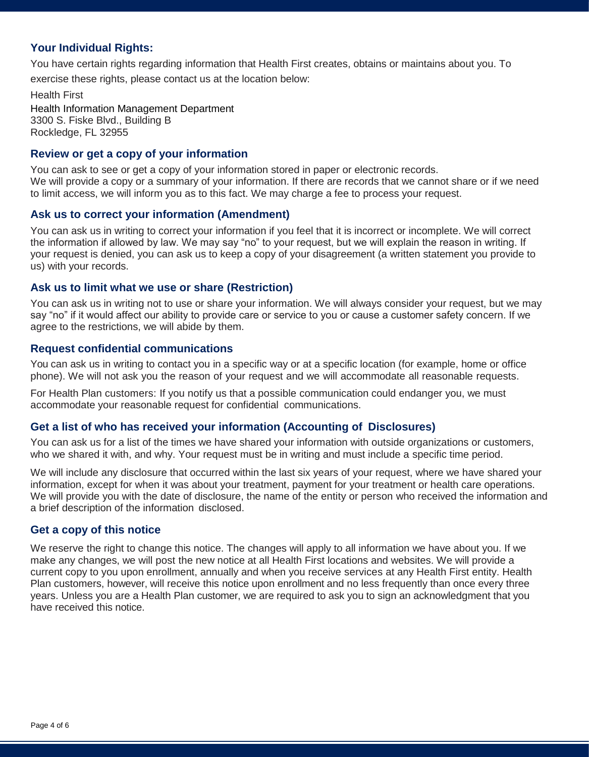## Your Individual Rights:

You have certain rights regarding information that Health First creates, obtains or maintains about you. To exercise these rights, please contact us at the location below:

Health First
Health Information Management Department
3300 S. Fiske Blvd., Building B
Rockledge, FL 32955

### Review or get a copy of your information

You can ask to see or get a copy of your information stored in paper or electronic records.
We will provide a copy or a summary of your information. If there are records that we cannot share or if we need to limit access, we will inform you as to this fact. We may charge a fee to process your request.

### Ask us to correct your information (Amendment)

You can ask us in writing to correct your information if you feel that it is incorrect or incomplete. We will correct the information if allowed by law. We may say "no" to your request, but we will explain the reason in writing. If your request is denied, you can ask us to keep a copy of your disagreement (a written statement you provide to us) with your records.

### Ask us to limit what we use or share (Restriction)

You can ask us in writing not to use or share your information. We will always consider your request, but we may say "no" if it would affect our ability to provide care or service to you or cause a customer safety concern. If we agree to the restrictions, we will abide by them.

### Request confidential communications

You can ask us in writing to contact you in a specific way or at a specific location (for example, home or office phone). We will not ask you the reason of your request and we will accommodate all reasonable requests.

For Health Plan customers: If you notify us that a possible communication could endanger you, we must accommodate your reasonable request for confidential communications.

### Get a list of who has received your information (Accounting of Disclosures)

You can ask us for a list of the times we have shared your information with outside organizations or customers, who we shared it with, and why. Your request must be in writing and must include a specific time period.

We will include any disclosure that occurred within the last six years of your request, where we have shared your information, except for when it was about your treatment, payment for your treatment or health care operations. We will provide you with the date of disclosure, the name of the entity or person who received the information and a brief description of the information disclosed.

### Get a copy of this notice

We reserve the right to change this notice. The changes will apply to all information we have about you. If we make any changes, we will post the new notice at all Health First locations and websites. We will provide a current copy to you upon enrollment, annually and when you receive services at any Health First entity. Health Plan customers, however, will receive this notice upon enrollment and no less frequently than once every three years. Unless you are a Health Plan customer, we are required to ask you to sign an acknowledgment that you have received this notice.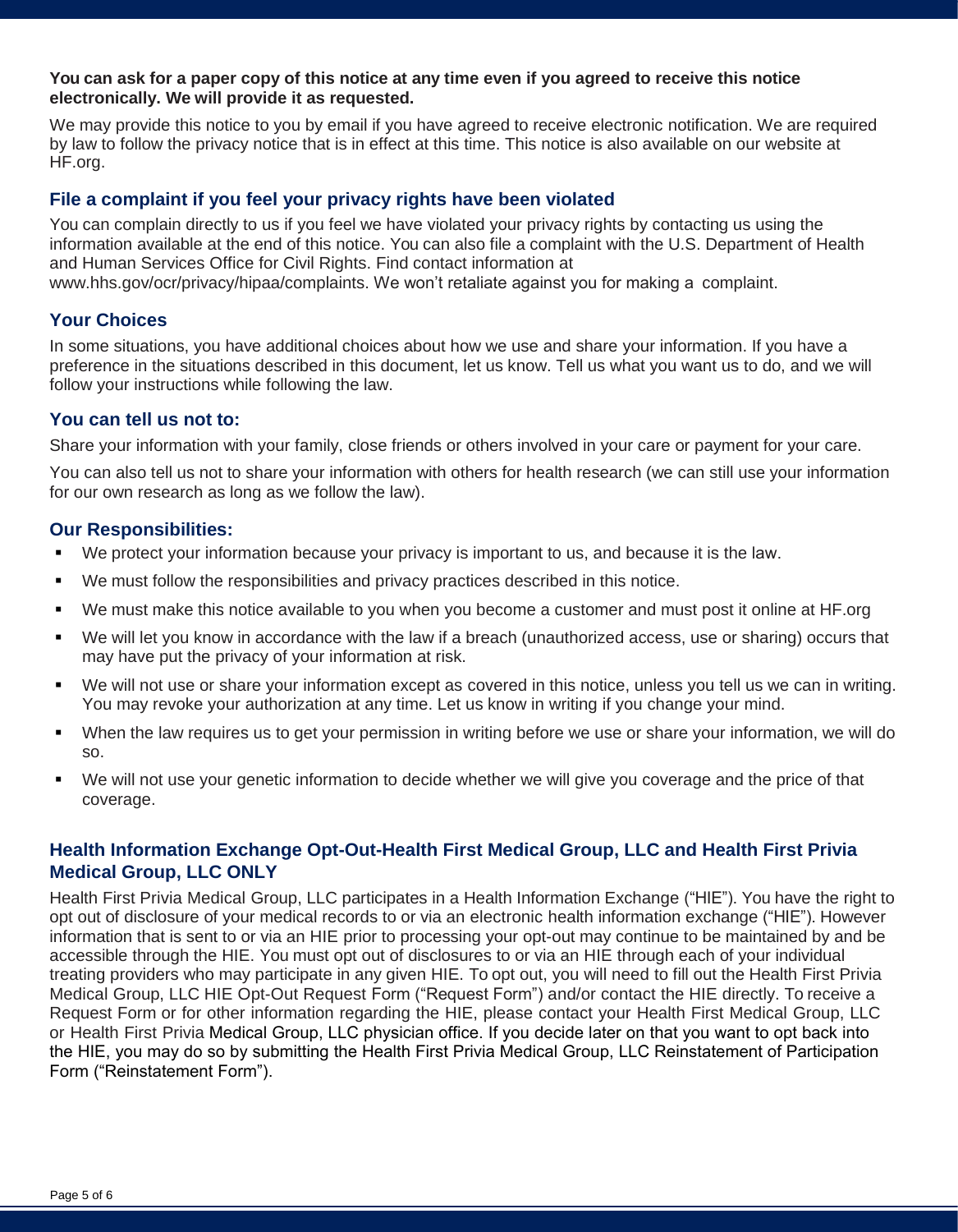**You can ask for a paper copy of this notice at any time even if you agreed to receive this notice electronically. We will provide it as requested.**

We may provide this notice to you by email if you have agreed to receive electronic notification. We are required by law to follow the privacy notice that is in effect at this time. This notice is also available on our website at HF.org.

### File a complaint if you feel your privacy rights have been violated

You can complain directly to us if you feel we have violated your privacy rights by contacting us using the information available at the end of this notice. You can also file a complaint with the U.S. Department of Health and Human Services Office for Civil Rights. Find contact information at www.hhs.gov/ocr/privacy/hipaa/complaints. We won't retaliate against you for making a complaint.

### Your Choices

In some situations, you have additional choices about how we use and share your information. If you have a preference in the situations described in this document, let us know. Tell us what you want us to do, and we will follow your instructions while following the law.

### You can tell us not to:

Share your information with your family, close friends or others involved in your care or payment for your care.

You can also tell us not to share your information with others for health research (we can still use your information for our own research as long as we follow the law).

### Our Responsibilities:

- We protect your information because your privacy is important to us, and because it is the law.
- We must follow the responsibilities and privacy practices described in this notice.
- We must make this notice available to you when you become a customer and must post it online at HF.org
- We will let you know in accordance with the law if a breach (unauthorized access, use or sharing) occurs that may have put the privacy of your information at risk.
- We will not use or share your information except as covered in this notice, unless you tell us we can in writing. You may revoke your authorization at any time. Let us know in writing if you change your mind.
- When the law requires us to get your permission in writing before we use or share your information, we will do so.
- We will not use your genetic information to decide whether we will give you coverage and the price of that coverage.

### Health Information Exchange Opt-Out-Health First Medical Group, LLC and Health First Privia Medical Group, LLC ONLY

Health First Privia Medical Group, LLC participates in a Health Information Exchange ("HIE"). You have the right to opt out of disclosure of your medical records to or via an electronic health information exchange ("HIE"). However information that is sent to or via an HIE prior to processing your opt-out may continue to be maintained by and be accessible through the HIE. You must opt out of disclosures to or via an HIE through each of your individual treating providers who may participate in any given HIE. To opt out, you will need to fill out the Health First Privia Medical Group, LLC HIE Opt-Out Request Form ("Request Form") and/or contact the HIE directly. To receive a Request Form or for other information regarding the HIE, please contact your Health First Medical Group, LLC or Health First Privia Medical Group, LLC physician office. If you decide later on that you want to opt back into the HIE, you may do so by submitting the Health First Privia Medical Group, LLC Reinstatement of Participation Form ("Reinstatement Form").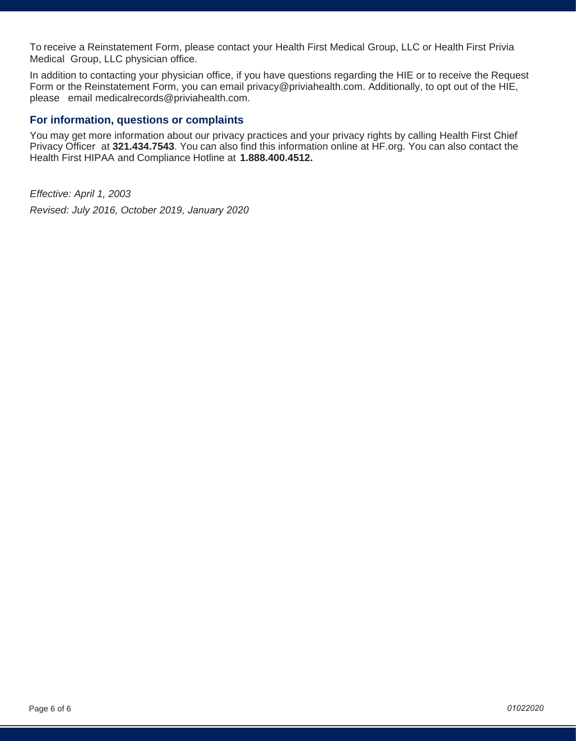To receive a Reinstatement Form, please contact your Health First Medical Group, LLC or Health First Privia Medical Group, LLC physician office.

In addition to contacting your physician office, if you have questions regarding the HIE or to receive the Request Form or the Reinstatement Form, you can email privacy@priviahealth.com. Additionally, to opt out of the HIE, please email medicalrecords@priviahealth.com.

## For information, questions or complaints

You may get more information about our privacy practices and your privacy rights by calling Health First Chief Privacy Officer at **321.434.7543**. You can also find this information online at HF.org. You can also contact the Health First HIPAA and Compliance Hotline at **1.888.400.4512.**

*Effective: April 1, 2003*

*Revised: July 2016, October 2019, January 2020*